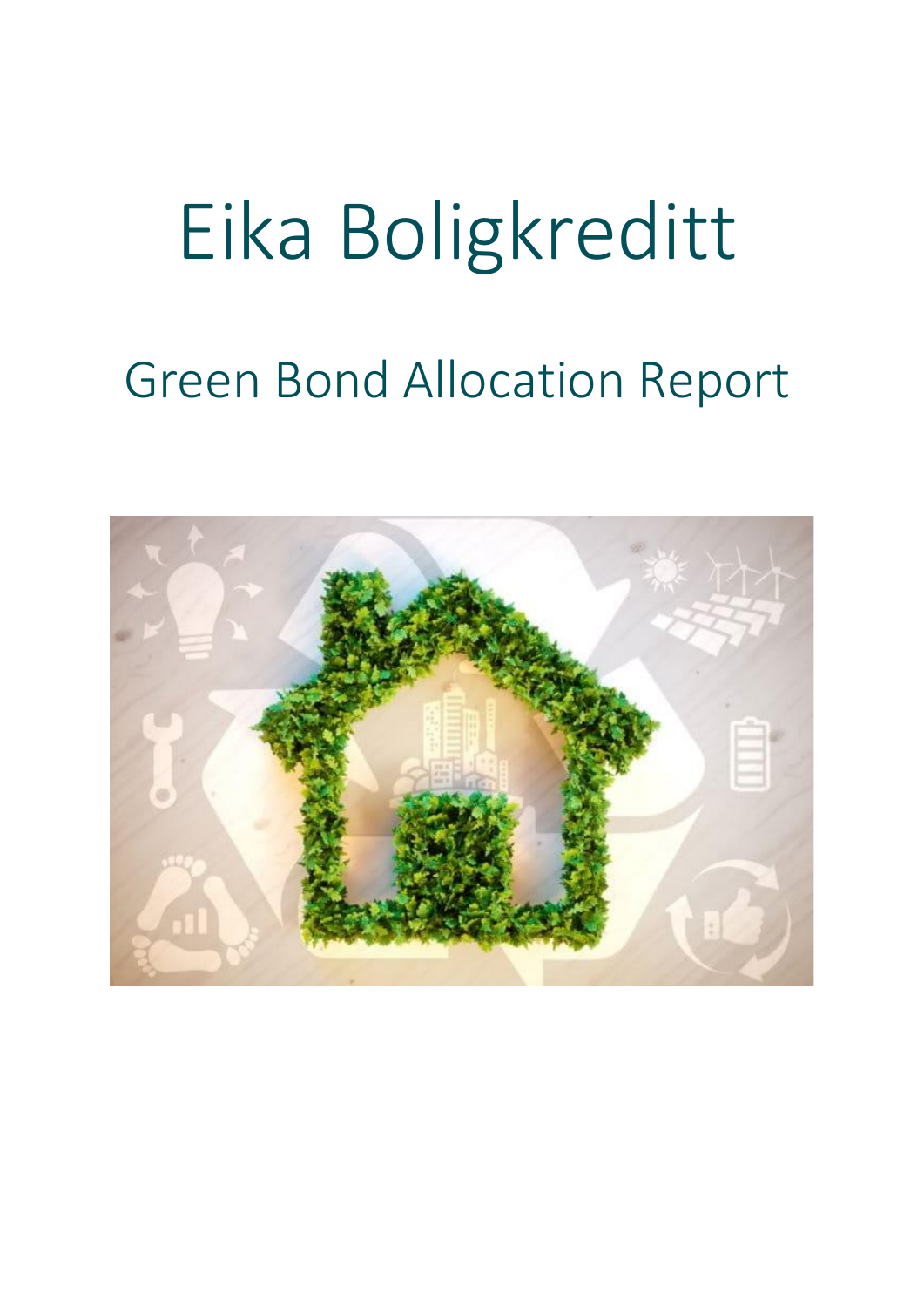# Eika Boligkreditt

## Green Bond Allocation Report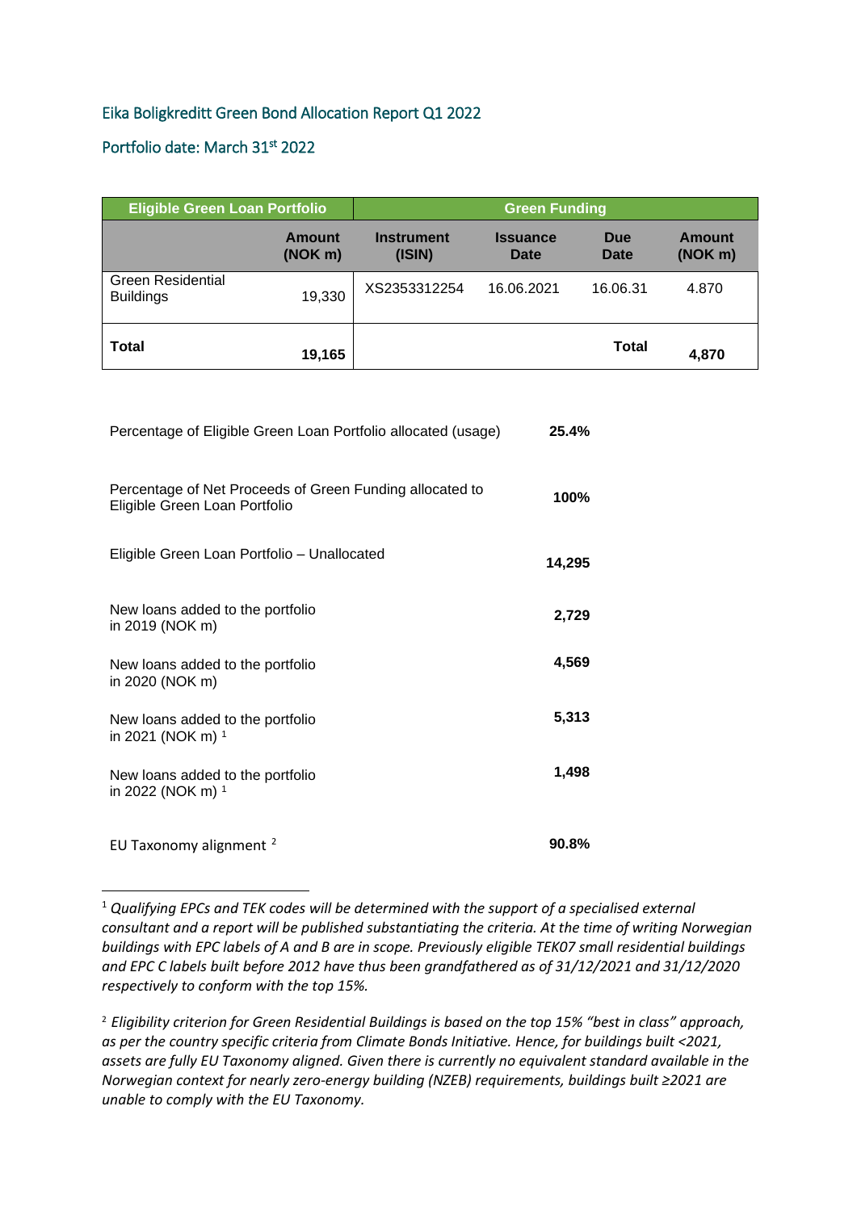Eika Boligkreditt Green Bond Allocation Report Q1 2022

Portfolio date: March 31st 2022

| Eligible Green Loan Portfolio | | Green Funding | | | |
|---|---|---|---|---|---|
| | Amount (NOK m) | Instrument (ISIN) | Issuance Date | Due Date | Amount (NOK m) |
| Green Residential Buildings | 19,330 | XS2353312254 | 16.06.2021 | 16.06.31 | 4.870 |
| **Total** | **19,165** | | | **Total** | **4,870** |

| | |
|---|---|
| Percentage of Eligible Green Loan Portfolio allocated (usage) | **25.4%** |
| Percentage of Net Proceeds of Green Funding allocated to Eligible Green Loan Portfolio | **100%** |
| Eligible Green Loan Portfolio – Unallocated | **14,295** |
| New loans added to the portfolio in 2019 (NOK m) | **2,729** |
| New loans added to the portfolio in 2020 (NOK m) | **4,569** |
| New loans added to the portfolio in 2021 (NOK m) [1] | **5,313** |
| New loans added to the portfolio in 2022 (NOK m) [1] | **1,498** |
| EU Taxonomy alignment [2] | **90.8%** |

[1] *Qualifying EPCs and TEK codes will be determined with the support of a specialised external consultant and a report will be published substantiating the criteria. At the time of writing Norwegian buildings with EPC labels of A and B are in scope. Previously eligible TEK07 small residential buildings and EPC C labels built before 2012 have thus been grandfathered as of 31/12/2021 and 31/12/2020 respectively to conform with the top 15%.*

[2] *Eligibility criterion for Green Residential Buildings is based on the top 15% "best in class" approach, as per the country specific criteria from Climate Bonds Initiative. Hence, for buildings built <2021, assets are fully EU Taxonomy aligned. Given there is currently no equivalent standard available in the Norwegian context for nearly zero-energy building (NZEB) requirements, buildings built ≥2021 are unable to comply with the EU Taxonomy.*